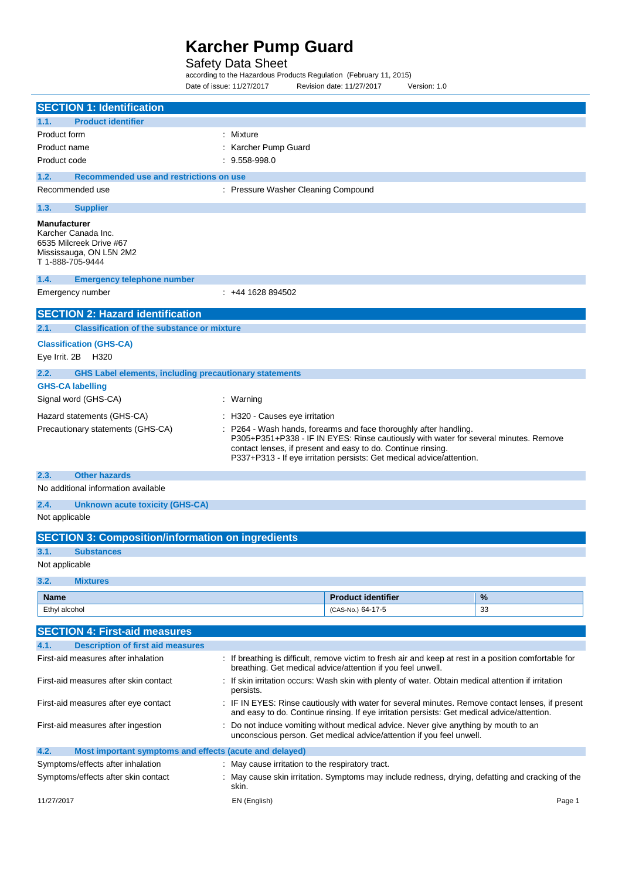# Karcher Pump Guard

## Safety Data Sheet

according to the Hazardous Products Regulation (February 11, 2015)

Date of issue: 11/27/2017 Revision date: 11/27/2017 Version: 1.0

## SECTION 1: Identification

### 1.1. Product identifier

Product form : Mixture

Product name : Karcher Pump Guard

Product code : 9.558-998.0

### 1.2. Recommended use and restrictions on use

Recommended use : Pressure Washer Cleaning Compound

### 1.3. Supplier

**Manufacturer**
Karcher Canada Inc.
6535 Milcreek Drive #67
Mississauga, ON L5N 2M2
T 1-888-705-9444

### 1.4. Emergency telephone number

Emergency number : +44 1628 894502

## SECTION 2: Hazard identification

### 2.1. Classification of the substance or mixture

**Classification (GHS-CA)**

Eye Irrit. 2B H320

### 2.2. GHS Label elements, including precautionary statements

**GHS-CA labelling**

Signal word (GHS-CA) : Warning

Hazard statements (GHS-CA) : H320 - Causes eye irritation

Precautionary statements (GHS-CA) : P264 - Wash hands, forearms and face thoroughly after handling.
P305+P351+P338 - IF IN EYES: Rinse cautiously with water for several minutes. Remove contact lenses, if present and easy to do. Continue rinsing.
P337+P313 - If eye irritation persists: Get medical advice/attention.

### 2.3. Other hazards

No additional information available

### 2.4. Unknown acute toxicity (GHS-CA)

Not applicable

## SECTION 3: Composition/information on ingredients

### 3.1. Substances

Not applicable

### 3.2. Mixtures

| Name | Product identifier | % |
|---|---|---|
| Ethyl alcohol | (CAS-No.) 64-17-5 | 33 |

## SECTION 4: First-aid measures

### 4.1. Description of first aid measures

First-aid measures after inhalation : If breathing is difficult, remove victim to fresh air and keep at rest in a position comfortable for breathing. Get medical advice/attention if you feel unwell.

First-aid measures after skin contact : If skin irritation occurs: Wash skin with plenty of water. Obtain medical attention if irritation persists.

First-aid measures after eye contact : IF IN EYES: Rinse cautiously with water for several minutes. Remove contact lenses, if present and easy to do. Continue rinsing. If eye irritation persists: Get medical advice/attention.

First-aid measures after ingestion : Do not induce vomiting without medical advice. Never give anything by mouth to an unconscious person. Get medical advice/attention if you feel unwell.

### 4.2. Most important symptoms and effects (acute and delayed)

Symptoms/effects after inhalation : May cause irritation to the respiratory tract.

Symptoms/effects after skin contact : May cause skin irritation. Symptoms may include redness, drying, defatting and cracking of the skin.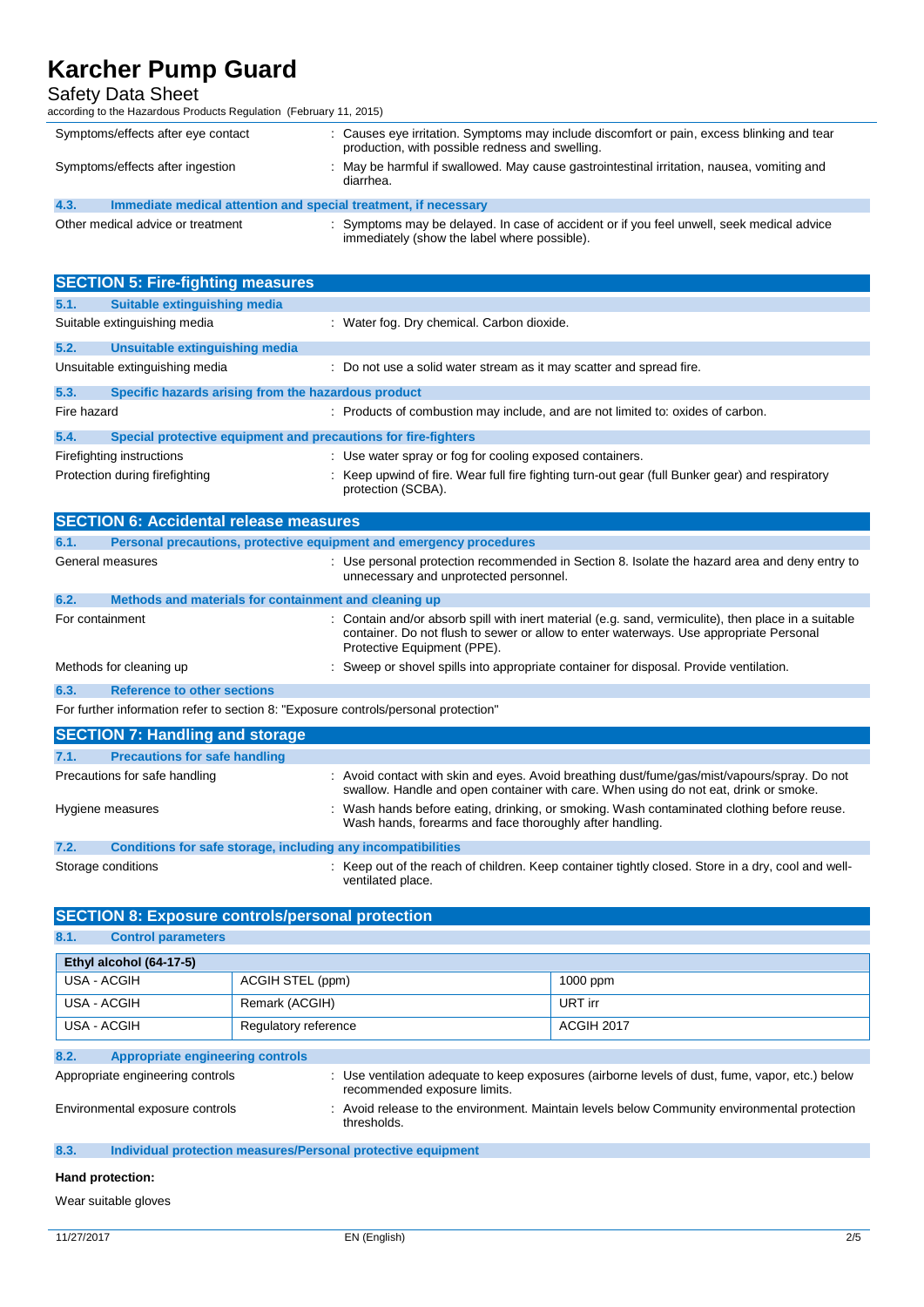| | |
|---|---|
| Symptoms/effects after eye contact | : Causes eye irritation. Symptoms may include discomfort or pain, excess blinking and tear production, with possible redness and swelling. |
| Symptoms/effects after ingestion | : May be harmful if swallowed. May cause gastrointestinal irritation, nausea, vomiting and diarrhea. |

### 4.3. Immediate medical attention and special treatment, if necessary

| | |
|---|---|
| Other medical advice or treatment | : Symptoms may be delayed. In case of accident or if you feel unwell, seek medical advice immediately (show the label where possible). |

## SECTION 5: Fire-fighting measures

### 5.1. Suitable extinguishing media

| | |
|---|---|
| Suitable extinguishing media | : Water fog. Dry chemical. Carbon dioxide. |

### 5.2. Unsuitable extinguishing media

| | |
|---|---|
| Unsuitable extinguishing media | : Do not use a solid water stream as it may scatter and spread fire. |

### 5.3. Specific hazards arising from the hazardous product

| | |
|---|---|
| Fire hazard | : Products of combustion may include, and are not limited to: oxides of carbon. |

### 5.4. Special protective equipment and precautions for fire-fighters

| | |
|---|---|
| Firefighting instructions | : Use water spray or fog for cooling exposed containers. |
| Protection during firefighting | : Keep upwind of fire. Wear full fire fighting turn-out gear (full Bunker gear) and respiratory protection (SCBA). |

## SECTION 6: Accidental release measures

### 6.1. Personal precautions, protective equipment and emergency procedures

| | |
|---|---|
| General measures | : Use personal protection recommended in Section 8. Isolate the hazard area and deny entry to unnecessary and unprotected personnel. |

### 6.2. Methods and materials for containment and cleaning up

| | |
|---|---|
| For containment | : Contain and/or absorb spill with inert material (e.g. sand, vermiculite), then place in a suitable container. Do not flush to sewer or allow to enter waterways. Use appropriate Personal Protective Equipment (PPE). |
| Methods for cleaning up | : Sweep or shovel spills into appropriate container for disposal. Provide ventilation. |

### 6.3. Reference to other sections

For further information refer to section 8: "Exposure controls/personal protection"

## SECTION 7: Handling and storage

### 7.1. Precautions for safe handling

| | |
|---|---|
| Precautions for safe handling | : Avoid contact with skin and eyes. Avoid breathing dust/fume/gas/mist/vapours/spray. Do not swallow. Handle and open container with care. When using do not eat, drink or smoke. |
| Hygiene measures | : Wash hands before eating, drinking, or smoking. Wash contaminated clothing before reuse. Wash hands, forearms and face thoroughly after handling. |

### 7.2. Conditions for safe storage, including any incompatibilities

| | |
|---|---|
| Storage conditions | : Keep out of the reach of children. Keep container tightly closed. Store in a dry, cool and well-ventilated place. |

## SECTION 8: Exposure controls/personal protection

### 8.1. Control parameters

| Ethyl alcohol (64-17-5) | | |
|---|---|---|
| USA - ACGIH | ACGIH STEL (ppm) | 1000 ppm |
| USA - ACGIH | Remark (ACGIH) | URT irr |
| USA - ACGIH | Regulatory reference | ACGIH 2017 |

### 8.2. Appropriate engineering controls

| | |
|---|---|
| Appropriate engineering controls | : Use ventilation adequate to keep exposures (airborne levels of dust, fume, vapor, etc.) below recommended exposure limits. |
| Environmental exposure controls | : Avoid release to the environment. Maintain levels below Community environmental protection thresholds. |

### 8.3. Individual protection measures/Personal protective equipment

**Hand protection:**

Wear suitable gloves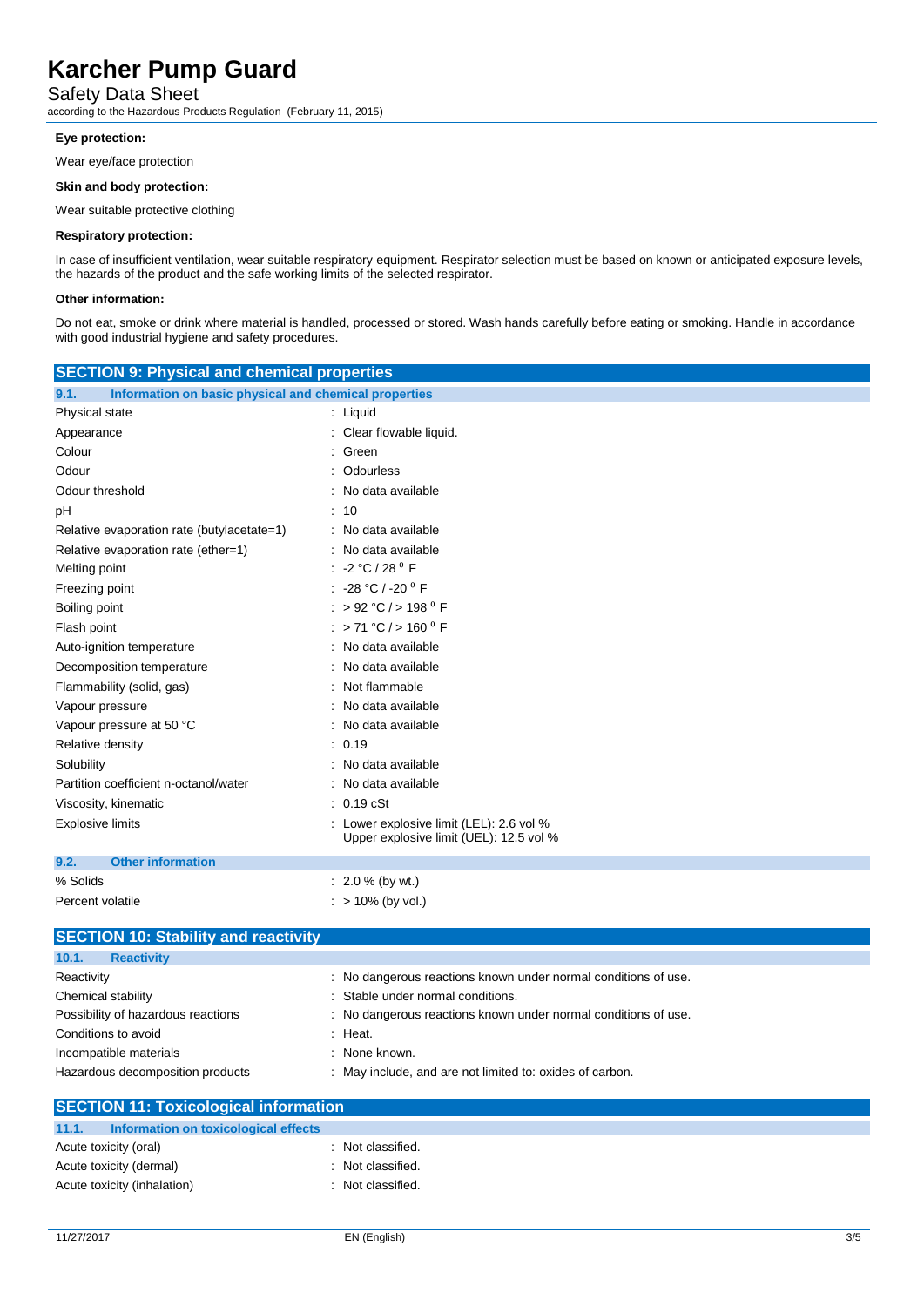**Eye protection:**

Wear eye/face protection

**Skin and body protection:**

Wear suitable protective clothing

**Respiratory protection:**

In case of insufficient ventilation, wear suitable respiratory equipment. Respirator selection must be based on known or anticipated exposure levels, the hazards of the product and the safe working limits of the selected respirator.

**Other information:**

Do not eat, smoke or drink where material is handled, processed or stored. Wash hands carefully before eating or smoking. Handle in accordance with good industrial hygiene and safety procedures.

## SECTION 9: Physical and chemical properties

### 9.1. Information on basic physical and chemical properties

| | |
|---|---|
| Physical state | : Liquid |
| Appearance | : Clear flowable liquid. |
| Colour | : Green |
| Odour | : Odourless |
| Odour threshold | : No data available |
| pH | : 10 |
| Relative evaporation rate (butylacetate=1) | : No data available |
| Relative evaporation rate (ether=1) | : No data available |
| Melting point | : -2 °C / 28 ° F |
| Freezing point | : -28 °C / -20 ° F |
| Boiling point | : > 92 °C / > 198 ° F |
| Flash point | : > 71 °C / > 160 ° F |
| Auto-ignition temperature | : No data available |
| Decomposition temperature | : No data available |
| Flammability (solid, gas) | : Not flammable |
| Vapour pressure | : No data available |
| Vapour pressure at 50 °C | : No data available |
| Relative density | : 0.19 |
| Solubility | : No data available |
| Partition coefficient n-octanol/water | : No data available |
| Viscosity, kinematic | : 0.19 cSt |
| Explosive limits | : Lower explosive limit (LEL): 2.6 vol %<br>Upper explosive limit (UEL): 12.5 vol % |

### 9.2. Other information

| | |
|---|---|
| % Solids | : 2.0 % (by wt.) |
| Percent volatile | : > 10% (by vol.) |

## SECTION 10: Stability and reactivity

### 10.1. Reactivity

| | |
|---|---|
| Reactivity | : No dangerous reactions known under normal conditions of use. |
| Chemical stability | : Stable under normal conditions. |
| Possibility of hazardous reactions | : No dangerous reactions known under normal conditions of use. |
| Conditions to avoid | : Heat. |
| Incompatible materials | : None known. |
| Hazardous decomposition products | : May include, and are not limited to: oxides of carbon. |

## SECTION 11: Toxicological information

### 11.1. Information on toxicological effects

| | |
|---|---|
| Acute toxicity (oral) | : Not classified. |
| Acute toxicity (dermal) | : Not classified. |
| Acute toxicity (inhalation) | : Not classified. |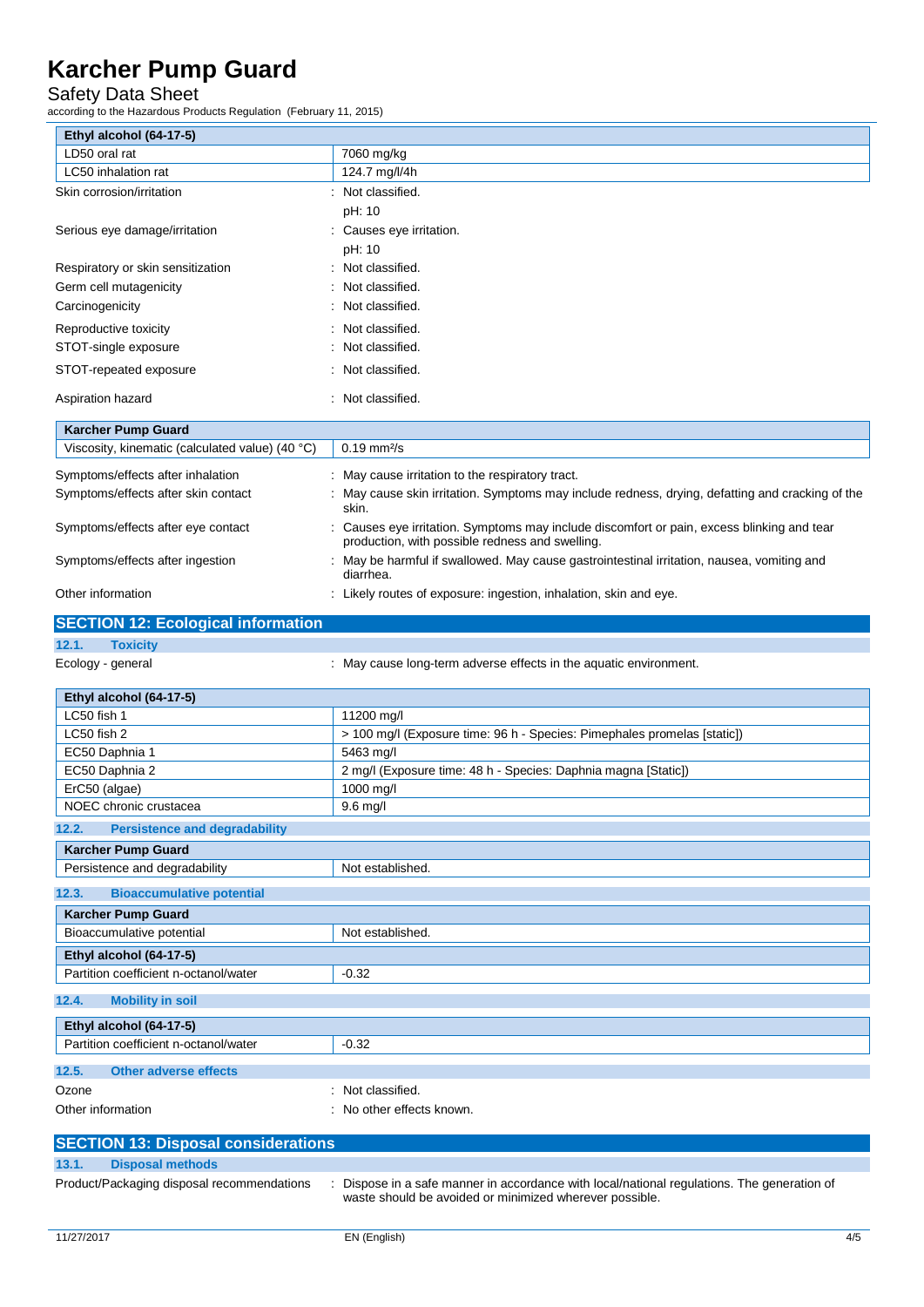| Ethyl alcohol (64-17-5) | |
|---|---|
| LD50 oral rat | 7060 mg/kg |
| LC50 inhalation rat | 124.7 mg/l/4h |

Skin corrosion/irritation : Not classified.

pH: 10

Serious eye damage/irritation : Causes eye irritation.

pH: 10

Respiratory or skin sensitization : Not classified.

Germ cell mutagenicity : Not classified.

Carcinogenicity : Not classified.

Reproductive toxicity : Not classified.

STOT-single exposure : Not classified.

STOT-repeated exposure : Not classified.

Aspiration hazard : Not classified.

| Karcher Pump Guard | |
|---|---|
| Viscosity, kinematic (calculated value) (40 °C) | 0.19 $mm^2/s$ |

Symptoms/effects after inhalation : May cause irritation to the respiratory tract.

Symptoms/effects after skin contact : May cause skin irritation. Symptoms may include redness, drying, defatting and cracking of the skin.

Symptoms/effects after eye contact : Causes eye irritation. Symptoms may include discomfort or pain, excess blinking and tear production, with possible redness and swelling.

Symptoms/effects after ingestion : May be harmful if swallowed. May cause gastrointestinal irritation, nausea, vomiting and diarrhea.

Other information : Likely routes of exposure: ingestion, inhalation, skin and eye.

## SECTION 12: Ecological information

### 12.1. Toxicity

Ecology - general : May cause long-term adverse effects in the aquatic environment.

| Ethyl alcohol (64-17-5) | |
|---|---|
| LC50 fish 1 | 11200 mg/l |
| LC50 fish 2 | > 100 mg/l (Exposure time: 96 h - Species: Pimephales promelas [static]) |
| EC50 Daphnia 1 | 5463 mg/l |
| EC50 Daphnia 2 | 2 mg/l (Exposure time: 48 h - Species: Daphnia magna [Static]) |
| ErC50 (algae) | 1000 mg/l |
| NOEC chronic crustacea | 9.6 mg/l |

### 12.2. Persistence and degradability

| Karcher Pump Guard | |
|---|---|
| Persistence and degradability | Not established. |

### 12.3. Bioaccumulative potential

| Karcher Pump Guard | |
|---|---|
| Bioaccumulative potential | Not established. |

| Ethyl alcohol (64-17-5) | |
|---|---|
| Partition coefficient n-octanol/water | -0.32 |

### 12.4. Mobility in soil

| Ethyl alcohol (64-17-5) | |
|---|---|
| Partition coefficient n-octanol/water | -0.32 |

### 12.5. Other adverse effects

Ozone : Not classified.

Other information : No other effects known.

## SECTION 13: Disposal considerations

### 13.1. Disposal methods

Product/Packaging disposal recommendations : Dispose in a safe manner in accordance with local/national regulations. The generation of waste should be avoided or minimized wherever possible.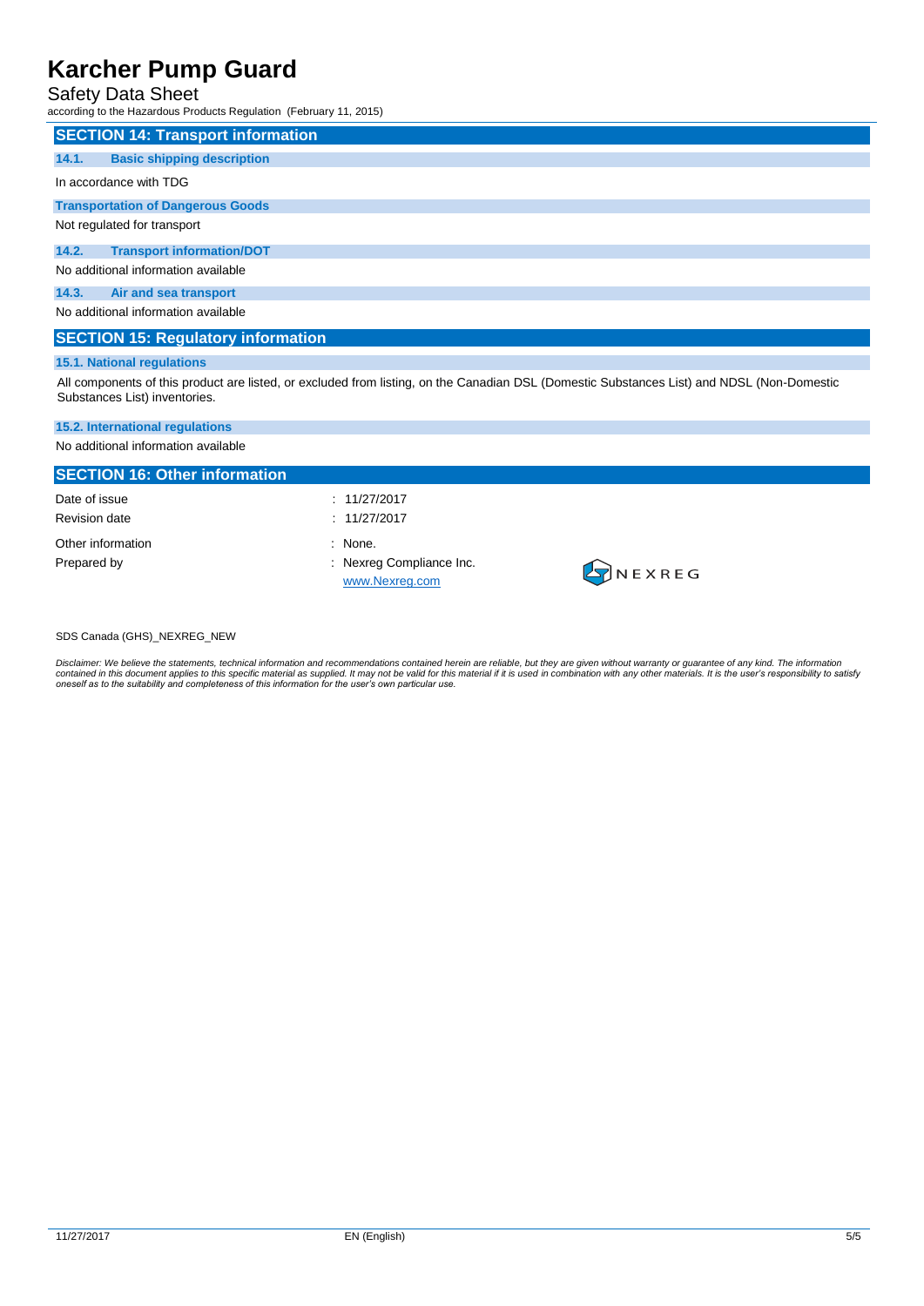## SECTION 14: Transport information

### 14.1. Basic shipping description

In accordance with TDG

**Transportation of Dangerous Goods**

Not regulated for transport

### 14.2. Transport information/DOT

No additional information available

### 14.3. Air and sea transport

No additional information available

## SECTION 15: Regulatory information

### 15.1. National regulations

All components of this product are listed, or excluded from listing, on the Canadian DSL (Domestic Substances List) and NDSL (Non-Domestic Substances List) inventories.

### 15.2. International regulations

No additional information available

## SECTION 16: Other information

| | |
|---|---|
| Date of issue | : 11/27/2017 |
| Revision date | : 11/27/2017 |
| Other information | : None. |
| Prepared by | : Nexreg Compliance Inc. www.Nexreg.com |

NEXREG

SDS Canada (GHS)_NEXREG_NEW

*Disclaimer: We believe the statements, technical information and recommendations contained herein are reliable, but they are given without warranty or guarantee of any kind. The information contained in this document applies to this specific material as supplied. It may not be valid for this material if it is used in combination with any other materials. It is the user's responsibility to satisfy oneself as to the suitability and completeness of this information for the user's own particular use.*